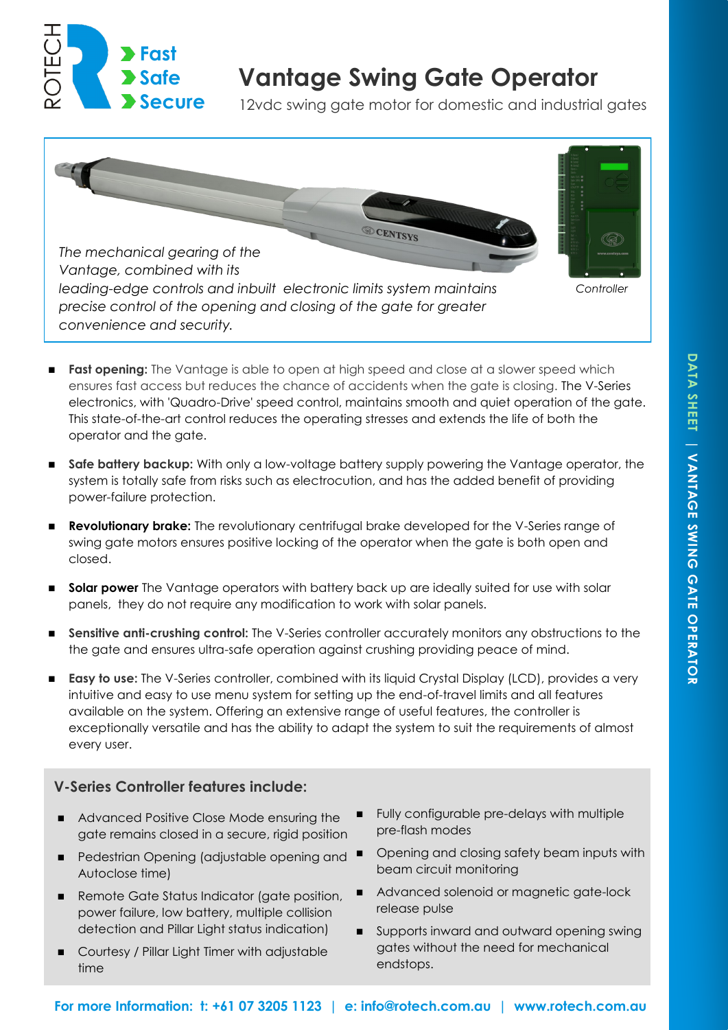ROTECH

**Fast**
**Safe**
**Secure**

# Vantage Swing Gate Operator

12vdc swing gate motor for domestic and industrial gates

*The mechanical gearing of the Vantage, combined with its leading-edge controls and inbuilt electronic limits system maintains precise control of the opening and closing of the gate for greater convenience and security.*

*Controller*

- **Fast opening:** The Vantage is able to open at high speed and close at a slower speed which ensures fast access but reduces the chance of accidents when the gate is closing. The V-Series electronics, with 'Quadro-Drive' speed control, maintains smooth and quiet operation of the gate. This state-of-the-art control reduces the operating stresses and extends the life of both the operator and the gate.
- **Safe battery backup:** With only a low-voltage battery supply powering the Vantage operator, the system is totally safe from risks such as electrocution, and has the added benefit of providing power-failure protection.
- **Revolutionary brake:** The revolutionary centrifugal brake developed for the V-Series range of swing gate motors ensures positive locking of the operator when the gate is both open and closed.
- **Solar power** The Vantage operators with battery back up are ideally suited for use with solar panels, they do not require any modification to work with solar panels.
- **Sensitive anti-crushing control:** The V-Series controller accurately monitors any obstructions to the the gate and ensures ultra-safe operation against crushing providing peace of mind.
- **Easy to use:** The V-Series controller, combined with its liquid Crystal Display (LCD), provides a very intuitive and easy to use menu system for setting up the end-of-travel limits and all features available on the system. Offering an extensive range of useful features, the controller is exceptionally versatile and has the ability to adapt the system to suit the requirements of almost every user.

## V-Series Controller features include:

- Advanced Positive Close Mode ensuring the gate remains closed in a secure, rigid position
- Pedestrian Opening (adjustable opening and Autoclose time)
- Remote Gate Status Indicator (gate position, power failure, low battery, multiple collision detection and Pillar Light status indication)
- Courtesy / Pillar Light Timer with adjustable time
- Fully configurable pre-delays with multiple pre-flash modes
- Opening and closing safety beam inputs with beam circuit monitoring
- Advanced solenoid or magnetic gate-lock release pulse
- Supports inward and outward opening swing gates without the need for mechanical endstops.

**For more Information: t: +61 07 3205 1123 | e: info@rotech.com.au | www.rotech.com.au**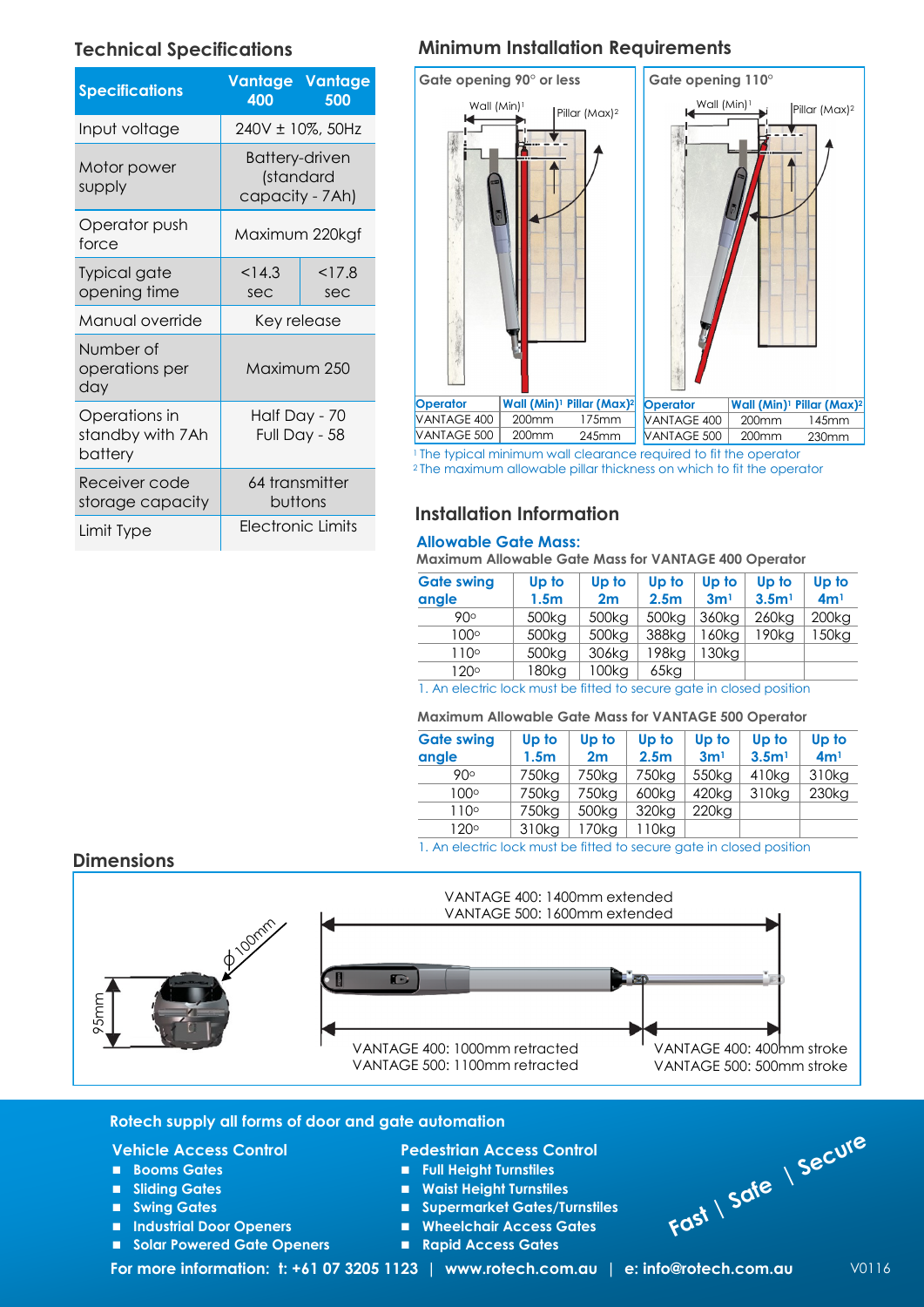## Technical Specifications

| Specifications | Vantage 400 | Vantage 500 |
|---|---|---|
| Input voltage | 240V ± 10%, 50Hz | |
| Motor power supply | Battery-driven (standard capacity - 7Ah) | |
| Operator push force | Maximum 220kgf | |
| Typical gate opening time | <14.3 sec | <17.8 sec |
| Manual override | Key release | |
| Number of operations per day | Maximum 250 | |
| Operations in standby with 7Ah battery | Half Day - 70<br>Full Day - 58 | |
| Receiver code storage capacity | 64 transmitter buttons | |
| Limit Type | Electronic Limits | |

## Minimum Installation Requirements

**Gate opening 90° or less**

Wall (Min)[1]

Pillar (Max)[2]

| Operator | Wall (Min)[1] | Pillar (Max)[2] |
|---|---|---|
| VANTAGE 400 | 200mm | 175mm |
| VANTAGE 500 | 200mm | 245mm |

**Gate opening 110°**

Wall (Min)[1]

Pillar (Max)[2]

| Operator | Wall (Min)[1] | Pillar (Max)[2] |
|---|---|---|
| VANTAGE 400 | 200mm | 145mm |
| VANTAGE 500 | 200mm | 230mm |

[1] The typical minimum wall clearance required to fit the operator
[2] The maximum allowable pillar thickness on which to fit the operator

## Installation Information

### Allowable Gate Mass:

**Maximum Allowable Gate Mass for VANTAGE 400 Operator**

| Gate swing angle | Up to 1.5m | Up to 2m | Up to 2.5m | Up to 3m[1] | Up to 3.5m[1] | Up to 4m[1] |
|---|---|---|---|---|---|---|
| 90° | 500kg | 500kg | 500kg | 360kg | 260kg | 200kg |
| 100° | 500kg | 500kg | 388kg | 160kg | 190kg | 150kg |
| 110° | 500kg | 306kg | 198kg | 130kg | | |
| 120° | 180kg | 100kg | 65kg | | | |

1. An electric lock must be fitted to secure gate in closed position

**Maximum Allowable Gate Mass for VANTAGE 500 Operator**

| Gate swing angle | Up to 1.5m | Up to 2m | Up to 2.5m | Up to 3m[1] | Up to 3.5m[1] | Up to 4m[1] |
|---|---|---|---|---|---|---|
| 90° | 750kg | 750kg | 750kg | 550kg | 410kg | 310kg |
| 100° | 750kg | 750kg | 600kg | 420kg | 310kg | 230kg |
| 110° | 750kg | 500kg | 320kg | 220kg | | |
| 120° | 310kg | 170kg | 110kg | | | |

1. An electric lock must be fitted to secure gate in closed position

## Dimensions

Ø 100mm

95mm

VANTAGE 400: 1400mm extended
VANTAGE 500: 1600mm extended

VANTAGE 400: 1000mm retracted
VANTAGE 500: 1100mm retracted

VANTAGE 400: 400mm stroke
VANTAGE 500: 500mm stroke

**Rotech supply all forms of door and gate automation**

**Vehicle Access Control**

- Booms Gates
- Sliding Gates
- Swing Gates
- Industrial Door Openers
- Solar Powered Gate Openers

**Pedestrian Access Control**

- Full Height Turnstiles
- Waist Height Turnstiles
- Supermarket Gates/Turnstiles
- Wheelchair Access Gates
- Rapid Access Gates

Fast | Safe | Secure

**For more information: t: +61 07 3205 1123 | www.rotech.com.au | e: info@rotech.com.au**

V0116